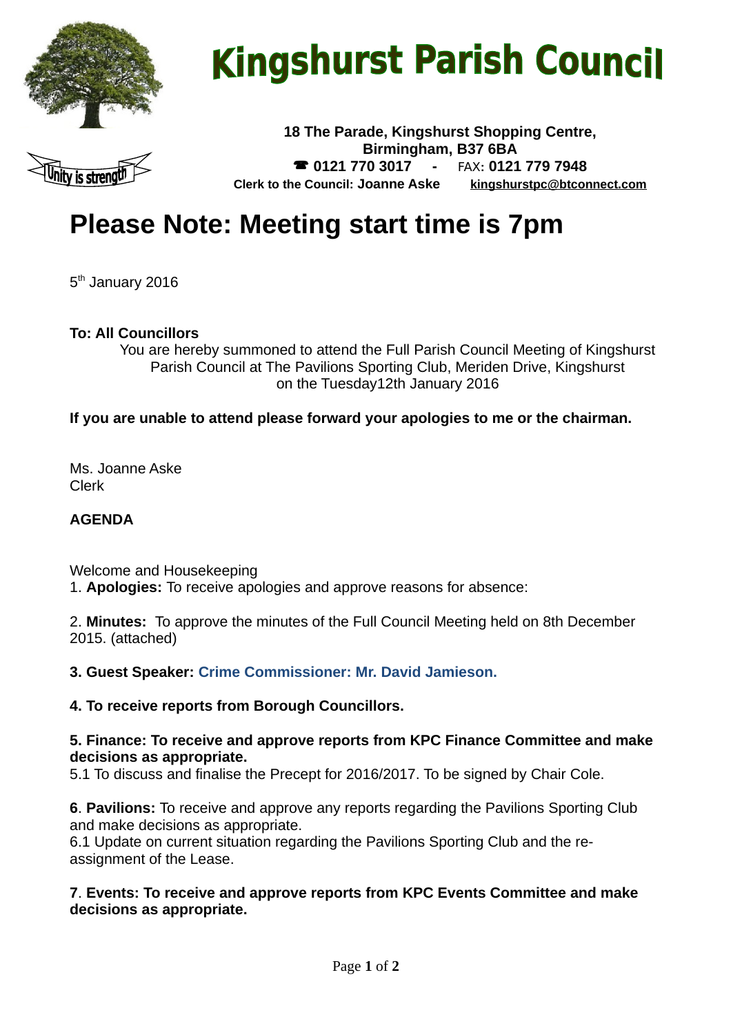# Kingshurst Parish Council

Unity is strength

**18 The Parade, Kingshurst Shopping Centre, Birmingham, B37 6BA**
**☎ 0121 770 3017 -** FAX**: 0121 779 7948**
**Clerk to the Council: Joanne Aske** **kingshurstpc@btconnect.com**

# Please Note: Meeting start time is 7pm

5th January 2016

**To: All Councillors**

You are hereby summoned to attend the Full Parish Council Meeting of Kingshurst Parish Council at The Pavilions Sporting Club, Meriden Drive, Kingshurst on the Tuesday12th January 2016

**If you are unable to attend please forward your apologies to me or the chairman.**

Ms. Joanne Aske
Clerk

**AGENDA**

Welcome and Housekeeping

1. **Apologies:** To receive apologies and approve reasons for absence:

2. **Minutes:** To approve the minutes of the Full Council Meeting held on 8th December 2015. (attached)

**3. Guest Speaker: Crime Commissioner: Mr. David Jamieson.**

**4. To receive reports from Borough Councillors.**

**5. Finance: To receive and approve reports from KPC Finance Committee and make decisions as appropriate.**

5.1 To discuss and finalise the Precept for 2016/2017. To be signed by Chair Cole.

**6**. **Pavilions:** To receive and approve any reports regarding the Pavilions Sporting Club and make decisions as appropriate.

6.1 Update on current situation regarding the Pavilions Sporting Club and the re-assignment of the Lease.

**7**. **Events: To receive and approve reports from KPC Events Committee and make decisions as appropriate.**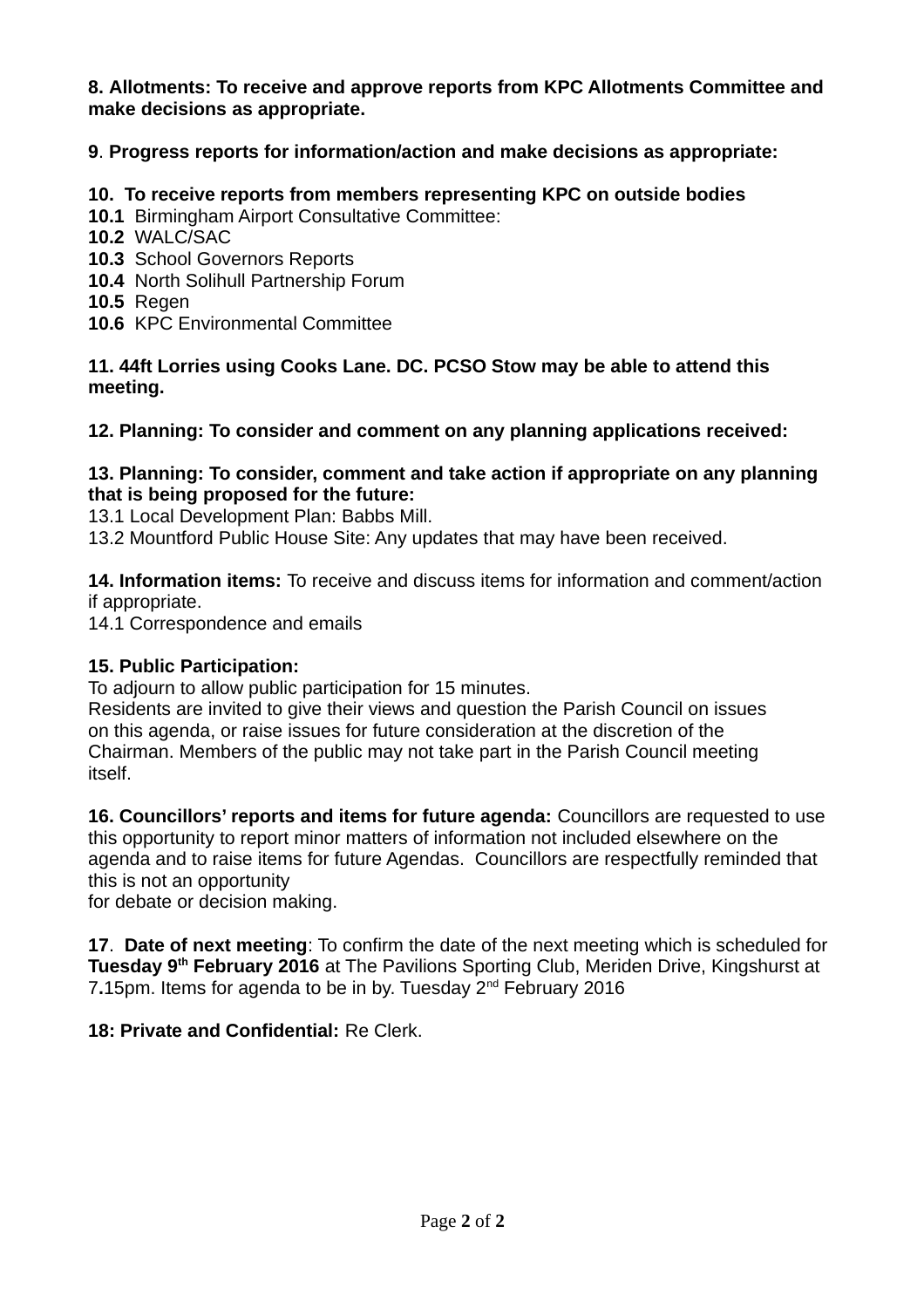**8. Allotments: To receive and approve reports from KPC Allotments Committee and make decisions as appropriate.**

**9**. **Progress reports for information/action and make decisions as appropriate:**

**10. To receive reports from members representing KPC on outside bodies**
**10.1** Birmingham Airport Consultative Committee:
**10.2** WALC/SAC
**10.3** School Governors Reports
**10.4** North Solihull Partnership Forum
**10.5** Regen
**10.6** KPC Environmental Committee

**11. 44ft Lorries using Cooks Lane. DC. PCSO Stow may be able to attend this meeting.**

**12. Planning: To consider and comment on any planning applications received:**

**13. Planning: To consider, comment and take action if appropriate on any planning that is being proposed for the future:**
13.1 Local Development Plan: Babbs Mill.
13.2 Mountford Public House Site: Any updates that may have been received.

**14. Information items:** To receive and discuss items for information and comment/action if appropriate.
14.1 Correspondence and emails

**15. Public Participation:**
To adjourn to allow public participation for 15 minutes.
Residents are invited to give their views and question the Parish Council on issues on this agenda, or raise issues for future consideration at the discretion of the Chairman. Members of the public may not take part in the Parish Council meeting itself.

**16. Councillors' reports and items for future agenda:** Councillors are requested to use this opportunity to report minor matters of information not included elsewhere on the agenda and to raise items for future Agendas. Councillors are respectfully reminded that this is not an opportunity
for debate or decision making.

**17**. **Date of next meeting**: To confirm the date of the next meeting which is scheduled for **Tuesday 9th February 2016** at The Pavilions Sporting Club, Meriden Drive, Kingshurst at 7**.**15pm. Items for agenda to be in by. Tuesday 2nd February 2016

**18: Private and Confidential:** Re Clerk.